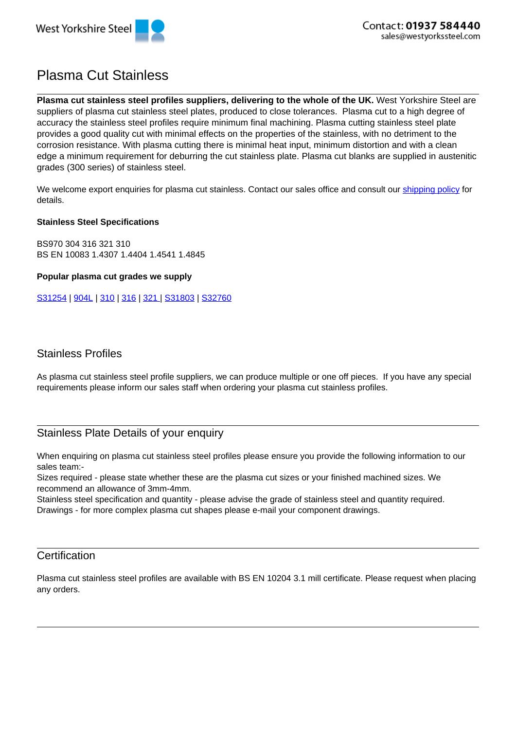West Yorkshire Steel

Contact: **01937 584440**
sales@westyorkssteel.com

# Plasma Cut Stainless

**Plasma cut stainless steel profiles suppliers, delivering to the whole of the UK.** West Yorkshire Steel are suppliers of plasma cut stainless steel plates, produced to close tolerances. Plasma cut to a high degree of accuracy the stainless steel profiles require minimum final machining. Plasma cutting stainless steel plate provides a good quality cut with minimal effects on the properties of the stainless, with no detriment to the corrosion resistance. With plasma cutting there is minimal heat input, minimum distortion and with a clean edge a minimum requirement for deburring the cut stainless plate. Plasma cut blanks are supplied in austenitic grades (300 series) of stainless steel.

We welcome export enquiries for plasma cut stainless. Contact our sales office and consult our shipping policy for details.

**Stainless Steel Specifications**

BS970 304 316 321 310
BS EN 10083 1.4307 1.4404 1.4541 1.4845

**Popular plasma cut grades we supply**

S31254 | 904L | 310 | 316 | 321 | S31803 | S32760

## Stainless Profiles

As plasma cut stainless steel profile suppliers, we can produce multiple or one off pieces. If you have any special requirements please inform our sales staff when ordering your plasma cut stainless profiles.

## Stainless Plate Details of your enquiry

When enquiring on plasma cut stainless steel profiles please ensure you provide the following information to our sales team:-
Sizes required - please state whether these are the plasma cut sizes or your finished machined sizes. We recommend an allowance of 3mm-4mm.
Stainless steel specification and quantity - please advise the grade of stainless steel and quantity required.
Drawings - for more complex plasma cut shapes please e-mail your component drawings.

## Certification

Plasma cut stainless steel profiles are available with BS EN 10204 3.1 mill certificate. Please request when placing any orders.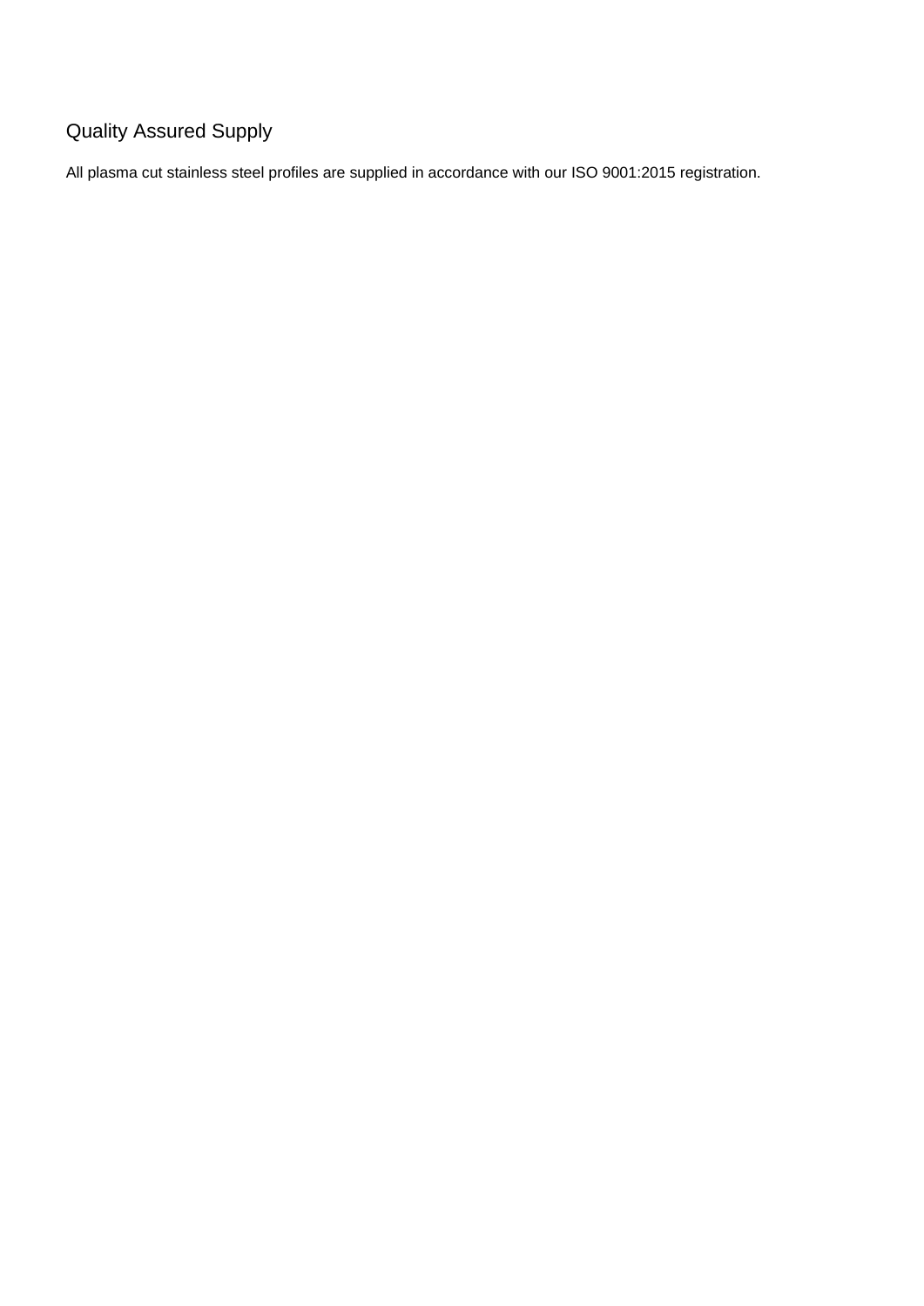## Quality Assured Supply

All plasma cut stainless steel profiles are supplied in accordance with our ISO 9001:2015 registration.